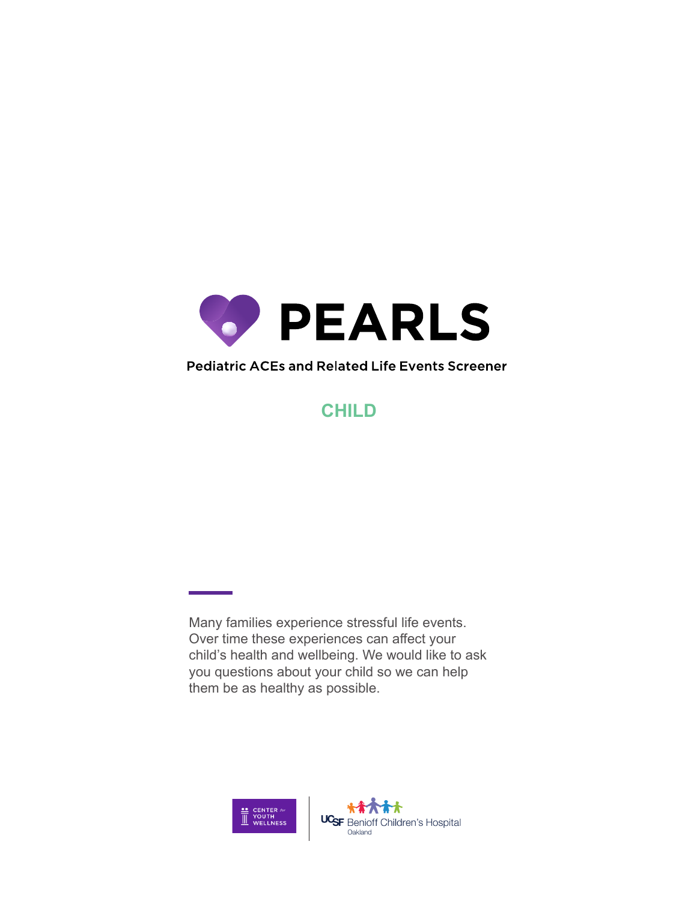# PEARLS

Pediatric ACEs and Related Life Events Screener

## CHILD

Many families experience stressful life events. Over time these experiences can affect your child's health and wellbeing. We would like to ask you questions about your child so we can help them be as healthy as possible.

CENTER for YOUTH WELLNESS

UCSF Benioff Children's Hospital Oakland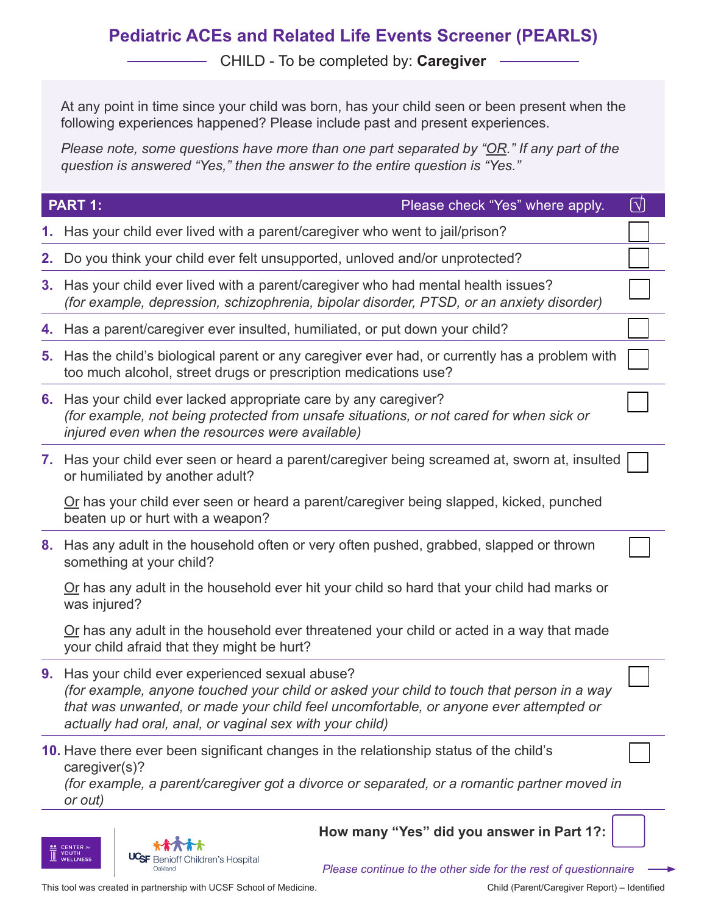# Pediatric ACEs and Related Life Events Screener (PEARLS)

CHILD - To be completed by: **Caregiver**

At any point in time since your child was born, has your child seen or been present when the following experiences happened? Please include past and present experiences.

*Please note, some questions have more than one part separated by "OR." If any part of the question is answered "Yes," then the answer to the entire question is "Yes."*

| **PART 1:** Please check "Yes" where apply. | √ |
|---|---|
| **1.** Has your child ever lived with a parent/caregiver who went to jail/prison? | ☐ |
| **2.** Do you think your child ever felt unsupported, unloved and/or unprotected? | ☐ |
| **3.** Has your child ever lived with a parent/caregiver who had mental health issues? *(for example, depression, schizophrenia, bipolar disorder, PTSD, or an anxiety disorder)* | ☐ |
| **4.** Has a parent/caregiver ever insulted, humiliated, or put down your child? | ☐ |
| **5.** Has the child's biological parent or any caregiver ever had, or currently has a problem with too much alcohol, street drugs or prescription medications use? | ☐ |
| **6.** Has your child ever lacked appropriate care by any caregiver? *(for example, not being protected from unsafe situations, or not cared for when sick or injured even when the resources were available)* | ☐ |
| **7.** Has your child ever seen or heard a parent/caregiver being screamed at, sworn at, insulted or humiliated by another adult? Or has your child ever seen or heard a parent/caregiver being slapped, kicked, punched beaten up or hurt with a weapon? | ☐ |
| **8.** Has any adult in the household often or very often pushed, grabbed, slapped or thrown something at your child? Or has any adult in the household ever hit your child so hard that your child had marks or was injured? Or has any adult in the household ever threatened your child or acted in a way that made your child afraid that they might be hurt? | ☐ |
| **9.** Has your child ever experienced sexual abuse? *(for example, anyone touched your child or asked your child to touch that person in a way that was unwanted, or made your child feel uncomfortable, or anyone ever attempted or actually had oral, anal, or vaginal sex with your child)* | ☐ |
| **10.** Have there ever been significant changes in the relationship status of the child's caregiver(s)? *(for example, a parent/caregiver got a divorce or separated, or a romantic partner moved in or out)* | ☐ |

**How many "Yes" did you answer in Part 1?:** ☐

*Please continue to the other side for the rest of questionnaire* →

This tool was created in partnership with UCSF School of Medicine.

Child (Parent/Caregiver Report) – Identified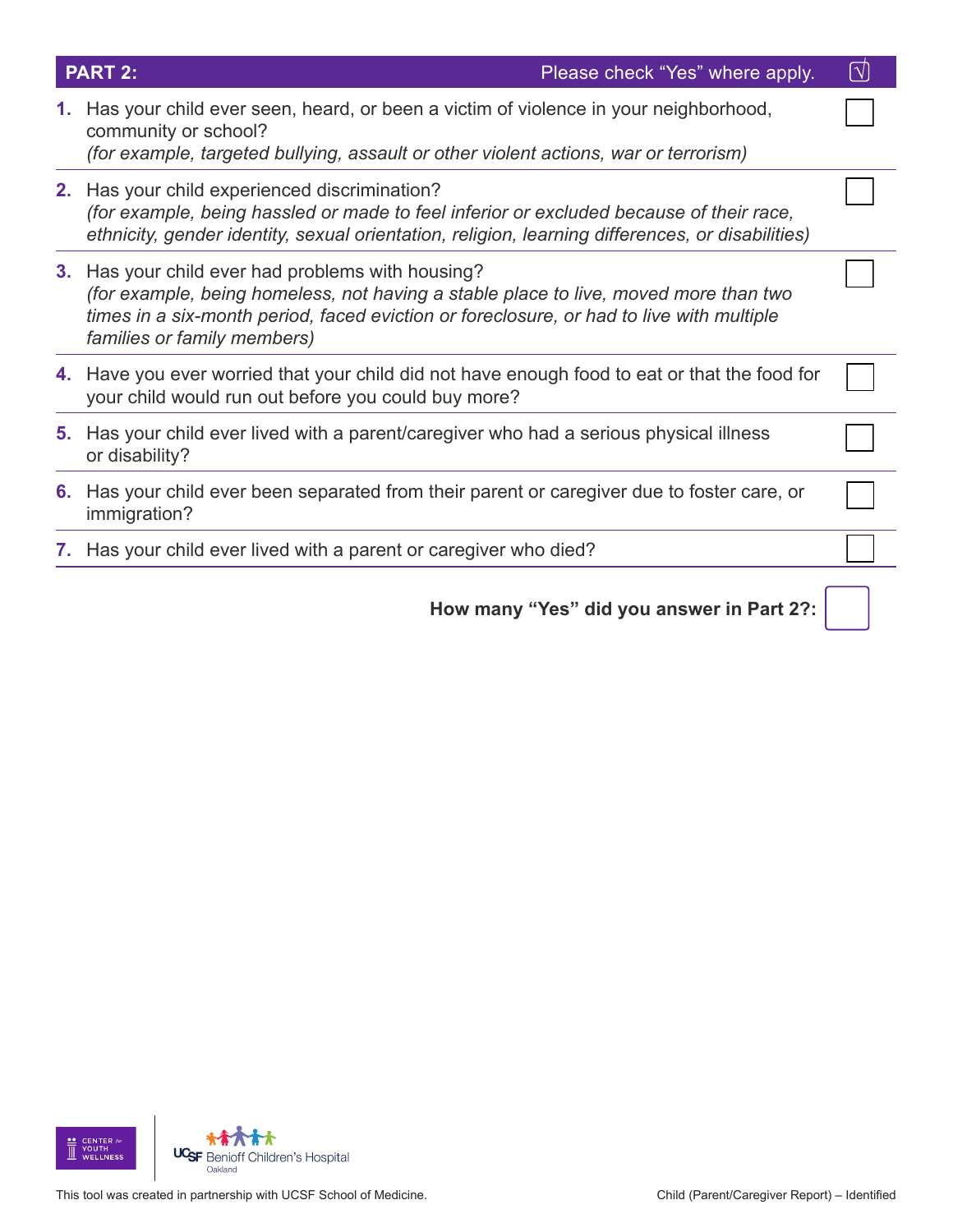| **PART 2:** Please check "Yes" where apply. | √ |
|---|---|
| **1.** Has your child ever seen, heard, or been a victim of violence in your neighborhood, community or school? *(for example, targeted bullying, assault or other violent actions, war or terrorism)* | ☐ |
| **2.** Has your child experienced discrimination? *(for example, being hassled or made to feel inferior or excluded because of their race, ethnicity, gender identity, sexual orientation, religion, learning differences, or disabilities)* | ☐ |
| **3.** Has your child ever had problems with housing? *(for example, being homeless, not having a stable place to live, moved more than two times in a six-month period, faced eviction or foreclosure, or had to live with multiple families or family members)* | ☐ |
| **4.** Have you ever worried that your child did not have enough food to eat or that the food for your child would run out before you could buy more? | ☐ |
| **5.** Has your child ever lived with a parent/caregiver who had a serious physical illness or disability? | ☐ |
| **6.** Has your child ever been separated from their parent or caregiver due to foster care, or immigration? | ☐ |
| **7.** Has your child ever lived with a parent or caregiver who died? | ☐ |

**How many "Yes" did you answer in Part 2?:** ☐

CENTER for YOUTH WELLNESS

UCSF Benioff Children's Hospital Oakland

This tool was created in partnership with UCSF School of Medicine.

Child (Parent/Caregiver Report) – Identified